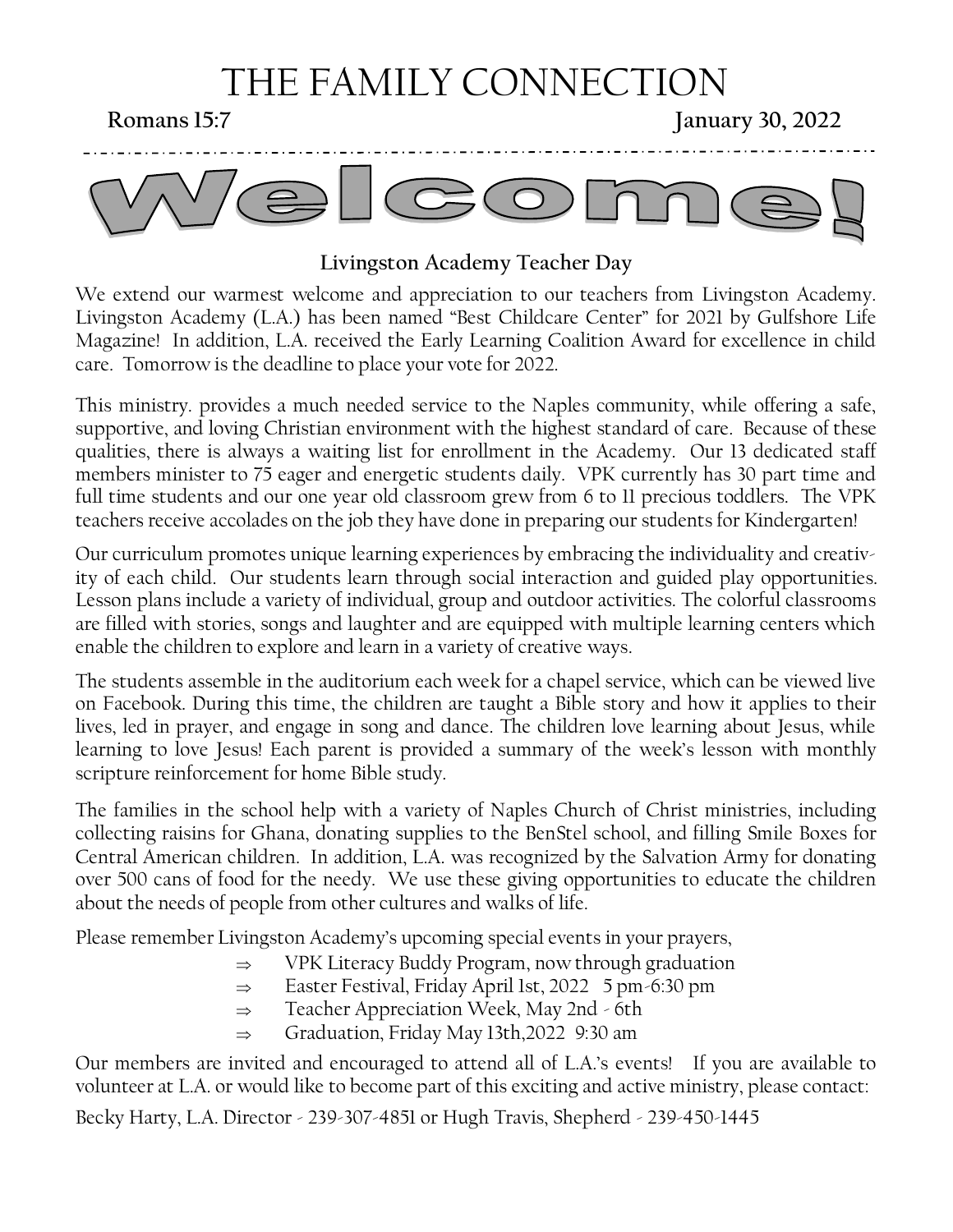# THE FAMILY CONNECTION

**Romans 15:7** **January 30, 2022**

# Welcome!

### Livingston Academy Teacher Day

We extend our warmest welcome and appreciation to our teachers from Livingston Academy. Livingston Academy (L.A.) has been named "Best Childcare Center" for 2021 by Gulfshore Life Magazine! In addition, L.A. received the Early Learning Coalition Award for excellence in child care. Tomorrow is the deadline to place your vote for 2022.

This ministry. provides a much needed service to the Naples community, while offering a safe, supportive, and loving Christian environment with the highest standard of care. Because of these qualities, there is always a waiting list for enrollment in the Academy. Our 13 dedicated staff members minister to 75 eager and energetic students daily. VPK currently has 30 part time and full time students and our one year old classroom grew from 6 to 11 precious toddlers. The VPK teachers receive accolades on the job they have done in preparing our students for Kindergarten!

Our curriculum promotes unique learning experiences by embracing the individuality and creativity of each child. Our students learn through social interaction and guided play opportunities. Lesson plans include a variety of individual, group and outdoor activities. The colorful classrooms are filled with stories, songs and laughter and are equipped with multiple learning centers which enable the children to explore and learn in a variety of creative ways.

The students assemble in the auditorium each week for a chapel service, which can be viewed live on Facebook. During this time, the children are taught a Bible story and how it applies to their lives, led in prayer, and engage in song and dance. The children love learning about Jesus, while learning to love Jesus! Each parent is provided a summary of the week's lesson with monthly scripture reinforcement for home Bible study.

The families in the school help with a variety of Naples Church of Christ ministries, including collecting raisins for Ghana, donating supplies to the BenStel school, and filling Smile Boxes for Central American children. In addition, L.A. was recognized by the Salvation Army for donating over 500 cans of food for the needy. We use these giving opportunities to educate the children about the needs of people from other cultures and walks of life.

Please remember Livingston Academy's upcoming special events in your prayers,

- ⇒ VPK Literacy Buddy Program, now through graduation
- ⇒ Easter Festival, Friday April 1st, 2022 5 pm-6:30 pm
- ⇒ Teacher Appreciation Week, May 2nd - 6th
- ⇒ Graduation, Friday May 13th,2022 9:30 am

Our members are invited and encouraged to attend all of L.A.'s events! If you are available to volunteer at L.A. or would like to become part of this exciting and active ministry, please contact:

Becky Harty, L.A. Director - 239-307-4851 or Hugh Travis, Shepherd - 239-450-1445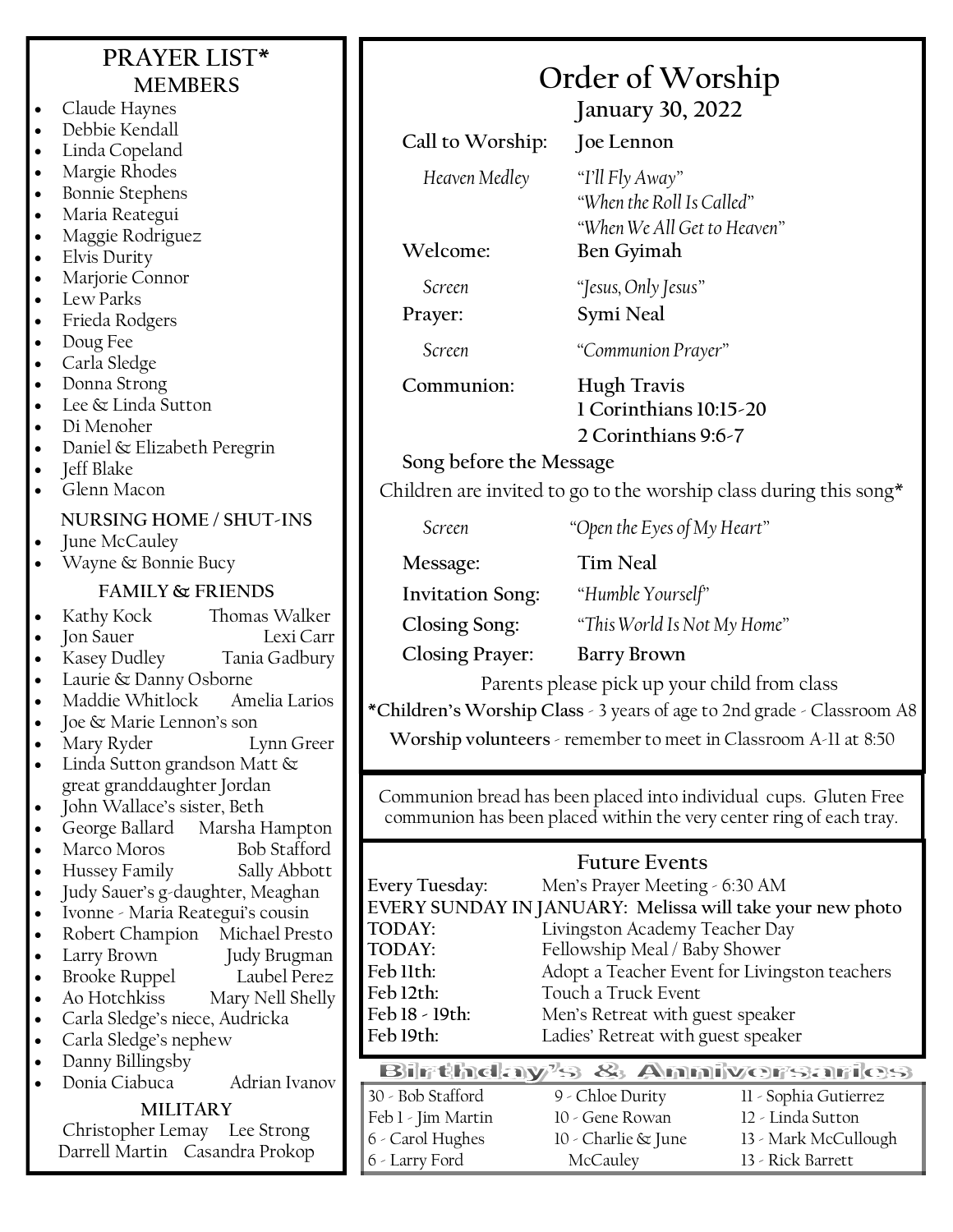## PRAYER LIST*

### MEMBERS

- Claude Haynes
- Debbie Kendall
- Linda Copeland
- Margie Rhodes
- Bonnie Stephens
- Maria Reategui
- Maggie Rodriguez
- Elvis Durity
- Marjorie Connor
- Lew Parks
- Frieda Rodgers
- Doug Fee
- Carla Sledge
- Donna Strong
- Lee & Linda Sutton
- Di Menoher
- Daniel & Elizabeth Peregrin
- Jeff Blake
- Glenn Macon

### NURSING HOME / SHUT-INS

- June McCauley
- Wayne & Bonnie Bucy

### FAMILY & FRIENDS

- Kathy Kock — Thomas Walker
- Jon Sauer — Lexi Carr
- Kasey Dudley — Tania Gadbury
- Laurie & Danny Osborne
- Maddie Whitlock — Amelia Larios
- Joe & Marie Lennon's son
- Mary Ryder — Lynn Greer
- Linda Sutton grandson Matt & great granddaughter Jordan
- John Wallace's sister, Beth
- George Ballard — Marsha Hampton
- Marco Moros — Bob Stafford
- Hussey Family — Sally Abbott
- Judy Sauer's g-daughter, Meaghan
- Ivonne - Maria Reategui's cousin
- Robert Champion — Michael Presto
- Larry Brown — Judy Brugman
- Brooke Ruppel — Laubel Perez
- Ao Hotchkiss — Mary Nell Shelly
- Carla Sledge's niece, Audricka
- Carla Sledge's nephew
- Danny Billingsby
- Donia Ciabuca — Adrian Ivanov

### MILITARY

Christopher Lemay — Lee Strong
Darrell Martin — Casandra Prokop

# Order of Worship

**January 30, 2022**

**Call to Worship:** **Joe Lennon**

*Heaven Medley* — *"I'll Fly Away"*, *"When the Roll Is Called"*, *"When We All Get to Heaven"*

**Welcome:** **Ben Gyimah**

*Screen* — *"Jesus, Only Jesus"*

**Prayer:** **Symi Neal**

*Screen* — *"Communion Prayer"*

**Communion:** **Hugh Travis**
**1 Corinthians 10:15-20**
**2 Corinthians 9:6-7**

**Song before the Message**

Children are invited to go to the worship class during this song*

*Screen* — *"Open the Eyes of My Heart"*

**Message:** **Tim Neal**

**Invitation Song:** *"Humble Yourself"*

**Closing Song:** *"This World Is Not My Home"*

**Closing Prayer:** **Barry Brown**

Parents please pick up your child from class

***Children's Worship Class** - 3 years of age to 2nd grade - Classroom A8

**Worship volunteers** - remember to meet in Classroom A-11 at 8:50

Communion bread has been placed into individual cups. Gluten Free communion has been placed within the very center ring of each tray.

## Future Events

**Every Tuesday:** Men's Prayer Meeting - 6:30 AM
**EVERY SUNDAY IN JANUARY: Melissa will take your new photo**
**TODAY:** Livingston Academy Teacher Day
**TODAY:** Fellowship Meal / Baby Shower
**Feb 11th:** Adopt a Teacher Event for Livingston teachers
**Feb 12th:** Touch a Truck Event
**Feb 18 - 19th:** Men's Retreat with guest speaker
**Feb 19th:** Ladies' Retreat with guest speaker

## Birthday's & Anniversaries

- 30 - Bob Stafford
- Feb 1 - Jim Martin
- 6 - Carol Hughes
- 6 - Larry Ford
- 9 - Chloe Durity
- 10 - Gene Rowan
- 10 - Charlie & June McCauley
- 11 - Sophia Gutierrez
- 12 - Linda Sutton
- 13 - Mark McCullough
- 13 - Rick Barrett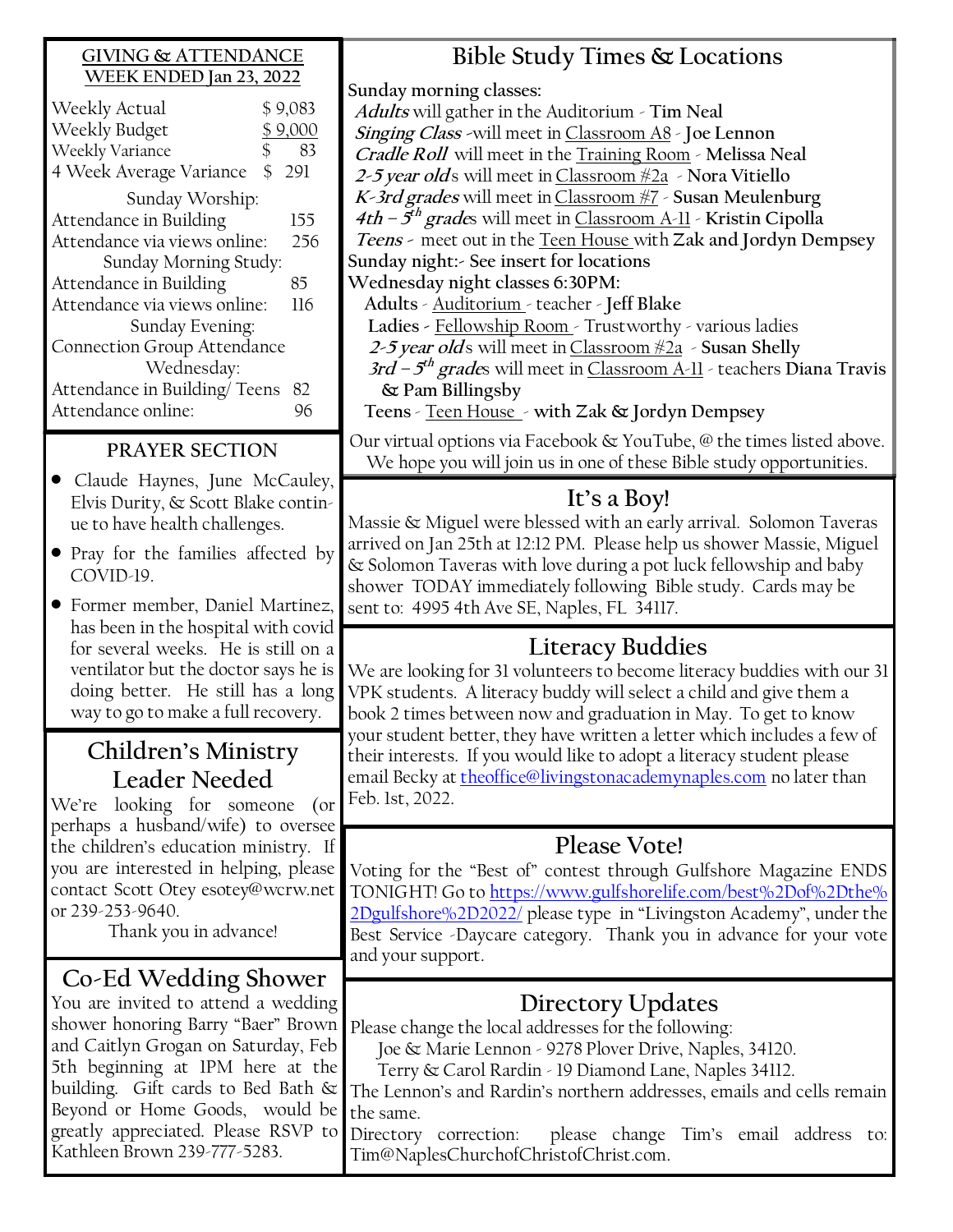## GIVING & ATTENDANCE WEEK ENDED Jan 23, 2022

| | |
|---|---|
| Weekly Actual | $ 9,083 |
| Weekly Budget | $ 9,000 |
| Weekly Variance | $ 83 |
| 4 Week Average Variance | $ 291 |
| **Sunday Worship:** | |
| Attendance in Building | 155 |
| Attendance via views online: | 256 |
| **Sunday Morning Study:** | |
| Attendance in Building | 85 |
| Attendance via views online: | 116 |
| **Sunday Evening:** | |
| Connection Group Attendance | |
| **Wednesday:** | |
| Attendance in Building/ Teens | 82 |
| Attendance online: | 96 |

## PRAYER SECTION

- Claude Haynes, June McCauley, Elvis Durity, & Scott Blake continue to have health challenges.
- Pray for the families affected by COVID-19.
- Former member, Daniel Martinez, has been in the hospital with covid for several weeks. He is still on a ventilator but the doctor says he is doing better. He still has a long way to go to make a full recovery.

## Children's Ministry Leader Needed

We're looking for someone (or perhaps a husband/wife) to oversee the children's education ministry. If you are interested in helping, please contact Scott Otey esotey@wcrw.net or 239-253-9640.

Thank you in advance!

## Co-Ed Wedding Shower

You are invited to attend a wedding shower honoring Barry "Baer" Brown and Caitlyn Grogan on Saturday, Feb 5th beginning at 1PM here at the building. Gift cards to Bed Bath & Beyond or Home Goods, would be greatly appreciated. Please RSVP to Kathleen Brown 239-777-5283.

## Bible Study Times & Locations

**Sunday morning classes:**

***Adults*** will gather in the Auditorium - **Tim Neal**
***Singing Class*** -will meet in Classroom A8 - **Joe Lennon**
***Cradle Roll*** will meet in the Training Room - **Melissa Neal**
***2-5 year old***s will meet in Classroom #2a - **Nora Vitiello**
***K-3rd grades*** will meet in Classroom #7 - **Susan Meulenburg**
***4th – 5th grade***s will meet in Classroom A-11 - **Kristin Cipolla**
***Teens*** - meet out in the Teen House with **Zak and Jordyn Dempsey**

**Sunday night:- See insert for locations**

**Wednesday night classes 6:30PM:**

**Adults** - Auditorium - teacher - **Jeff Blake**
**Ladies** - Fellowship Room - Trustworthy - various ladies
***2-5 year old***s will meet in Classroom #2a - **Susan Shelly**
***3rd – 5th grade***s will meet in Classroom A-11 - teachers **Diana Travis & Pam Billingsby**
**Teens** - Teen House - **with Zak & Jordyn Dempsey**

Our virtual options via Facebook & YouTube, @ the times listed above. We hope you will join us in one of these Bible study opportunities.

## It's a Boy!

Massie & Miguel were blessed with an early arrival. Solomon Taveras arrived on Jan 25th at 12:12 PM. Please help us shower Massie, Miguel & Solomon Taveras with love during a pot luck fellowship and baby shower TODAY immediately following Bible study. Cards may be sent to: 4995 4th Ave SE, Naples, FL 34117.

## Literacy Buddies

We are looking for 31 volunteers to become literacy buddies with our 31 VPK students. A literacy buddy will select a child and give them a book 2 times between now and graduation in May. To get to know your student better, they have written a letter which includes a few of their interests. If you would like to adopt a literacy student please email Becky at theoffice@livingstonacademynaples.com no later than Feb. 1st, 2022.

## Please Vote!

Voting for the "Best of" contest through Gulfshore Magazine ENDS TONIGHT! Go to https://www.gulfshorelife.com/best%2Dof%2Dthe%2Dgulfshore%2D2022/ please type in "Livingston Academy", under the Best Service -Daycare category. Thank you in advance for your vote and your support.

## Directory Updates

Please change the local addresses for the following:

Joe & Marie Lennon - 9278 Plover Drive, Naples, 34120.
Terry & Carol Rardin - 19 Diamond Lane, Naples 34112.

The Lennon's and Rardin's northern addresses, emails and cells remain the same.

Directory correction: please change Tim's email address to: Tim@NaplesChurchofChristofChrist.com.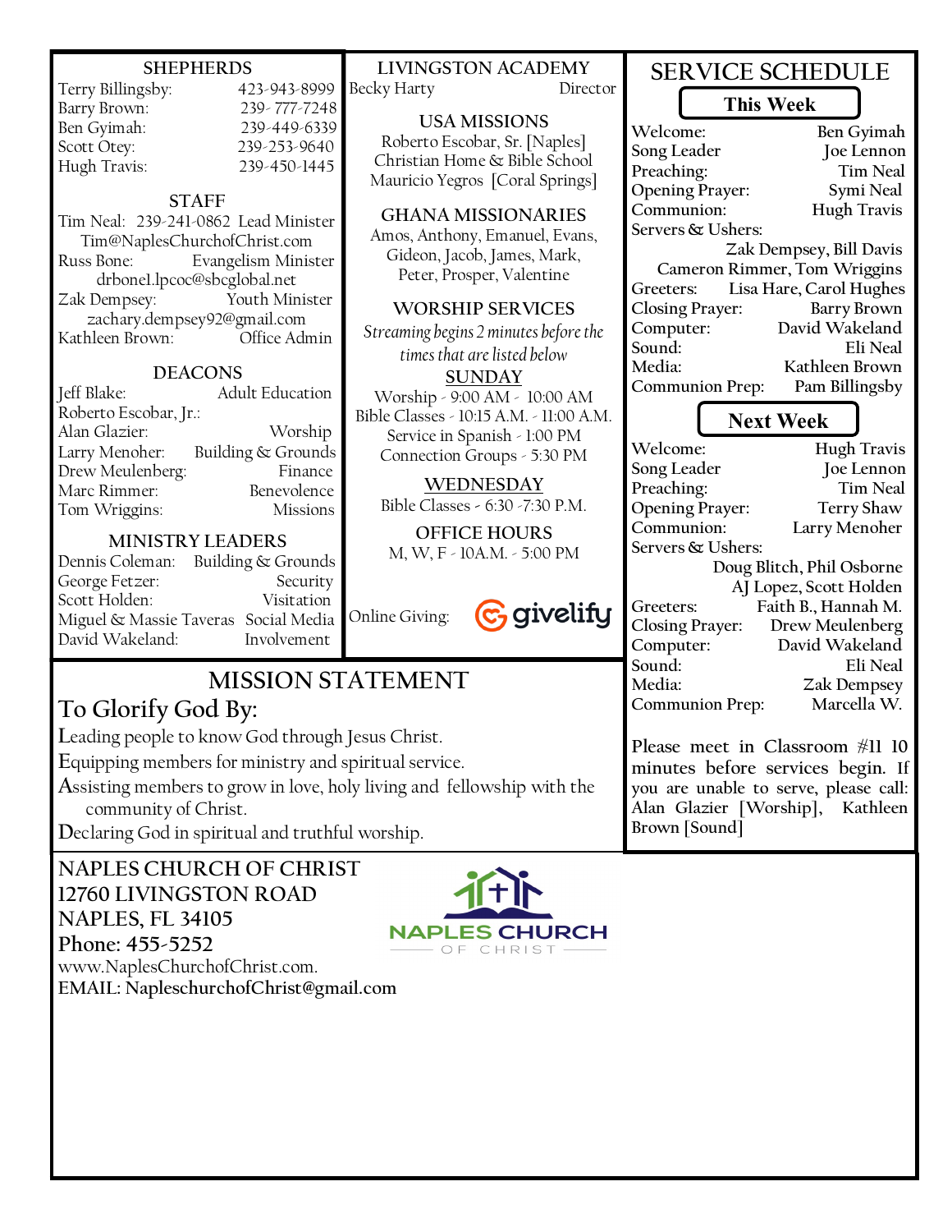## SHEPHERDS

Terry Billingsby: 423-943-8999
Barry Brown: 239- 777-7248
Ben Gyimah: 239-449-6339
Scott Otey: 239-253-9640
Hugh Travis: 239-450-1445

## STAFF

Tim Neal: 239-241-0862 Lead Minister
Tim@NaplesChurchofChrist.com
Russ Bone: Evangelism Minister
drbone1.lpcoc@sbcglobal.net
Zak Dempsey: Youth Minister
zachary.dempsey92@gmail.com
Kathleen Brown: Office Admin

## DEACONS

Jeff Blake: Adult Education
Roberto Escobar, Jr.:
Alan Glazier: Worship
Larry Menoher: Building & Grounds
Drew Meulenberg: Finance
Marc Rimmer: Benevolence
Tom Wriggins: Missions

## MINISTRY LEADERS

Dennis Coleman: Building & Grounds
George Fetzer: Security
Scott Holden: Visitation
Miguel & Massie Taveras Social Media
David Wakeland: Involvement

## LIVINGSTON ACADEMY

Becky Harty Director

## USA MISSIONS

Roberto Escobar, Sr. [Naples]
Christian Home & Bible School
Mauricio Yegros [Coral Springs]

## GHANA MISSIONARIES

Amos, Anthony, Emanuel, Evans, Gideon, Jacob, James, Mark, Peter, Prosper, Valentine

## WORSHIP SERVICES

*Streaming begins 2 minutes before the times that are listed below*

**SUNDAY**

Worship - 9:00 AM - 10:00 AM
Bible Classes - 10:15 A.M. - 11:00 A.M.
Service in Spanish - 1:00 PM
Connection Groups - 5:30 PM

**WEDNESDAY**

Bible Classes - 6:30 -7:30 P.M.

## OFFICE HOURS

M, W, F - 10A.M. - 5:00 PM

Online Giving: givelify

## SERVICE SCHEDULE

### This Week

Welcome: Ben Gyimah
Song Leader: Joe Lennon
Preaching: Tim Neal
Opening Prayer: Symi Neal
Communion: Hugh Travis
Servers & Ushers: Zak Dempsey, Bill Davis, Cameron Rimmer, Tom Wriggins
Greeters: Lisa Hare, Carol Hughes
Closing Prayer: Barry Brown
Computer: David Wakeland
Sound: Eli Neal
Media: Kathleen Brown
Communion Prep: Pam Billingsby

### Next Week

Welcome: Hugh Travis
Song Leader: Joe Lennon
Preaching: Tim Neal
Opening Prayer: Terry Shaw
Communion: Larry Menoher
Servers & Ushers: Doug Blitch, Phil Osborne, AJ Lopez, Scott Holden
Greeters: Faith B., Hannah M.
Closing Prayer: Drew Meulenberg
Computer: David Wakeland
Sound: Eli Neal
Media: Zak Dempsey
Communion Prep: Marcella W.

Please meet in Classroom #11 10 minutes before services begin. If you are unable to serve, please call: Alan Glazier [Worship], Kathleen Brown [Sound]

## MISSION STATEMENT

### To Glorify God By:

Leading people to know God through Jesus Christ.
Equipping members for ministry and spiritual service.
Assisting members to grow in love, holy living and fellowship with the community of Christ.
Declaring God in spiritual and truthful worship.

**NAPLES CHURCH OF CHRIST**
**12760 LIVINGSTON ROAD**
**NAPLES, FL 34105**
**Phone: 455-5252**
www.NaplesChurchofChrist.com.
**EMAIL: NapleschurchofChrist@gmail.com**

NAPLES CHURCH OF CHRIST